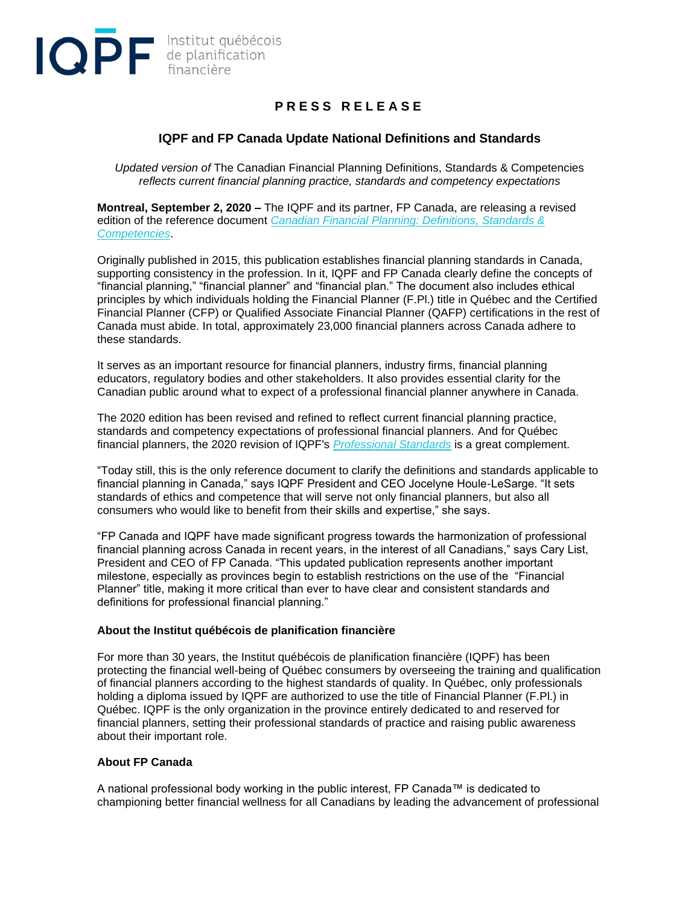IQPF Institut québécois de planification financière

# PRESS RELEASE

## IQPF and FP Canada Update National Definitions and Standards

*Updated version of* The Canadian Financial Planning Definitions, Standards & Competencies *reflects current financial planning practice, standards and competency expectations*

**Montreal, September 2, 2020 –** The IQPF and its partner, FP Canada, are releasing a revised edition of the reference document *Canadian Financial Planning: Definitions, Standards & Competencies*.

Originally published in 2015, this publication establishes financial planning standards in Canada, supporting consistency in the profession. In it, IQPF and FP Canada clearly define the concepts of “financial planning,” “financial planner” and “financial plan.” The document also includes ethical principles by which individuals holding the Financial Planner (F.Pl.) title in Québec and the Certified Financial Planner (CFP) or Qualified Associate Financial Planner (QAFP) certifications in the rest of Canada must abide. In total, approximately 23,000 financial planners across Canada adhere to these standards.

It serves as an important resource for financial planners, industry firms, financial planning educators, regulatory bodies and other stakeholders. It also provides essential clarity for the Canadian public around what to expect of a professional financial planner anywhere in Canada.

The 2020 edition has been revised and refined to reflect current financial planning practice, standards and competency expectations of professional financial planners. And for Québec financial planners, the 2020 revision of IQPF's *Professional Standards* is a great complement.

“Today still, this is the only reference document to clarify the definitions and standards applicable to financial planning in Canada,” says IQPF President and CEO Jocelyne Houle-LeSarge. “It sets standards of ethics and competence that will serve not only financial planners, but also all consumers who would like to benefit from their skills and expertise,” she says.

“FP Canada and IQPF have made significant progress towards the harmonization of professional financial planning across Canada in recent years, in the interest of all Canadians,” says Cary List, President and CEO of FP Canada. “This updated publication represents another important milestone, especially as provinces begin to establish restrictions on the use of the “Financial Planner” title, making it more critical than ever to have clear and consistent standards and definitions for professional financial planning.”

### About the Institut québécois de planification financière

For more than 30 years, the Institut québécois de planification financière (IQPF) has been protecting the financial well-being of Québec consumers by overseeing the training and qualification of financial planners according to the highest standards of quality. In Québec, only professionals holding a diploma issued by IQPF are authorized to use the title of Financial Planner (F.Pl.) in Québec. IQPF is the only organization in the province entirely dedicated to and reserved for financial planners, setting their professional standards of practice and raising public awareness about their important role.

### About FP Canada

A national professional body working in the public interest, FP Canada™ is dedicated to championing better financial wellness for all Canadians by leading the advancement of professional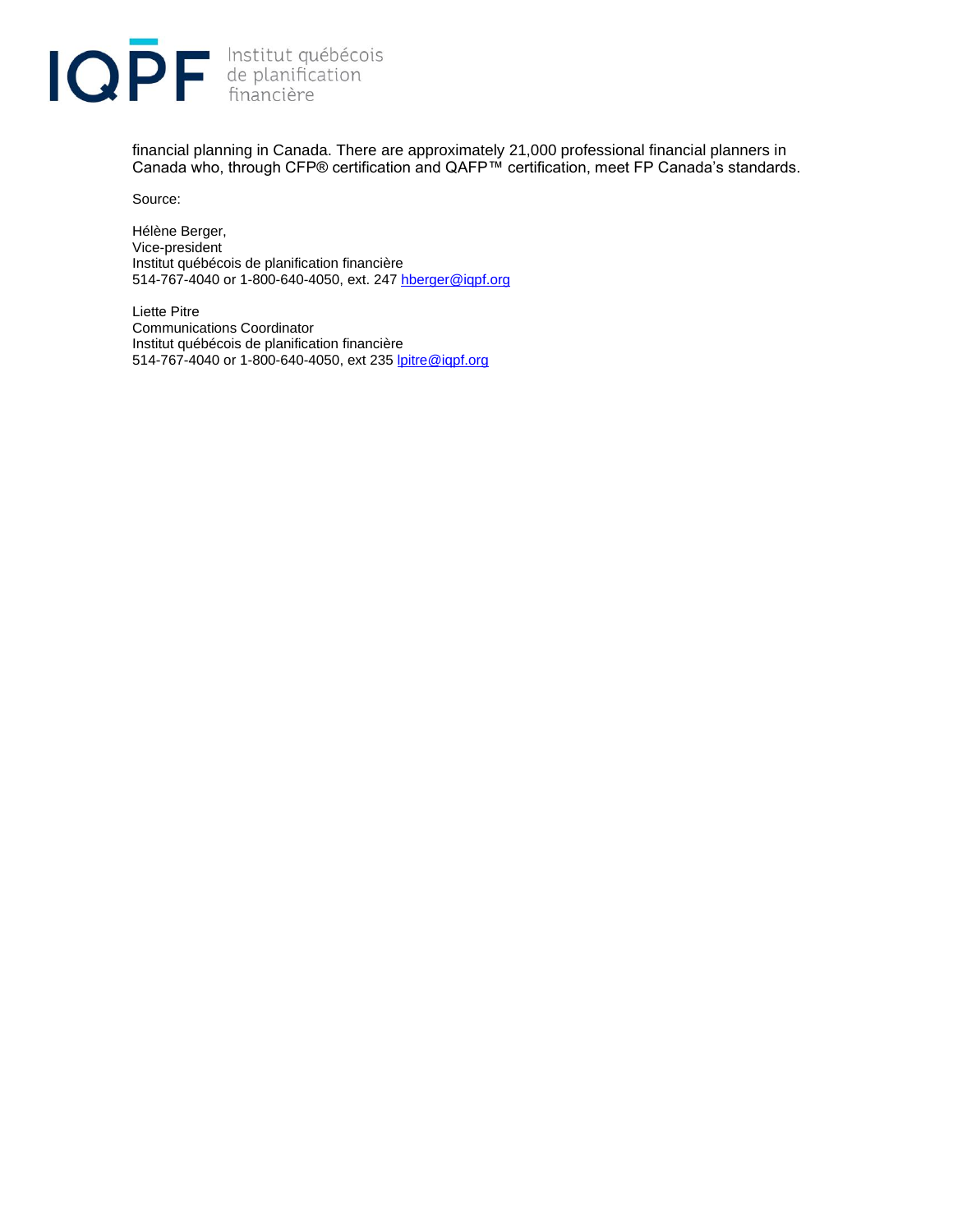financial planning in Canada. There are approximately 21,000 professional financial planners in Canada who, through CFP® certification and QAFP™ certification, meet FP Canada's standards.

Source:

Hélène Berger,
Vice-president
Institut québécois de planification financière
514-767-4040 or 1-800-640-4050, ext. 247 hberger@iqpf.org

Liette Pitre
Communications Coordinator
Institut québécois de planification financière
514-767-4040 or 1-800-640-4050, ext 235 lpitre@iqpf.org